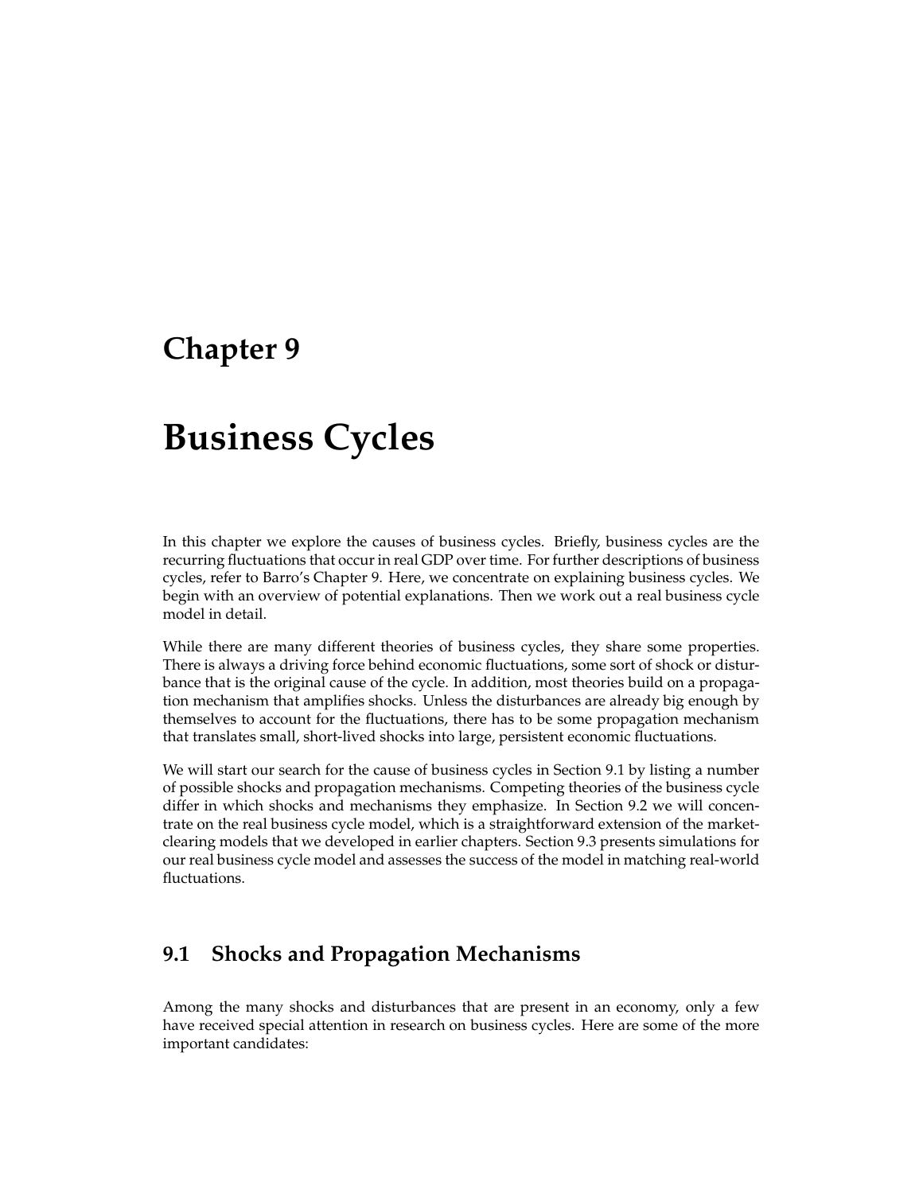# Chapter 9

# Business Cycles

In this chapter we explore the causes of business cycles. Briefly, business cycles are the recurring fluctuations that occur in real GDP over time. For further descriptions of business cycles, refer to Barro's Chapter 9. Here, we concentrate on explaining business cycles. We begin with an overview of potential explanations. Then we work out a real business cycle model in detail.

While there are many different theories of business cycles, they share some properties. There is always a driving force behind economic fluctuations, some sort of shock or disturbance that is the original cause of the cycle. In addition, most theories build on a propagation mechanism that amplifies shocks. Unless the disturbances are already big enough by themselves to account for the fluctuations, there has to be some propagation mechanism that translates small, short-lived shocks into large, persistent economic fluctuations.

We will start our search for the cause of business cycles in Section 9.1 by listing a number of possible shocks and propagation mechanisms. Competing theories of the business cycle differ in which shocks and mechanisms they emphasize. In Section 9.2 we will concentrate on the real business cycle model, which is a straightforward extension of the market-clearing models that we developed in earlier chapters. Section 9.3 presents simulations for our real business cycle model and assesses the success of the model in matching real-world fluctuations.

## 9.1 Shocks and Propagation Mechanisms

Among the many shocks and disturbances that are present in an economy, only a few have received special attention in research on business cycles. Here are some of the more important candidates: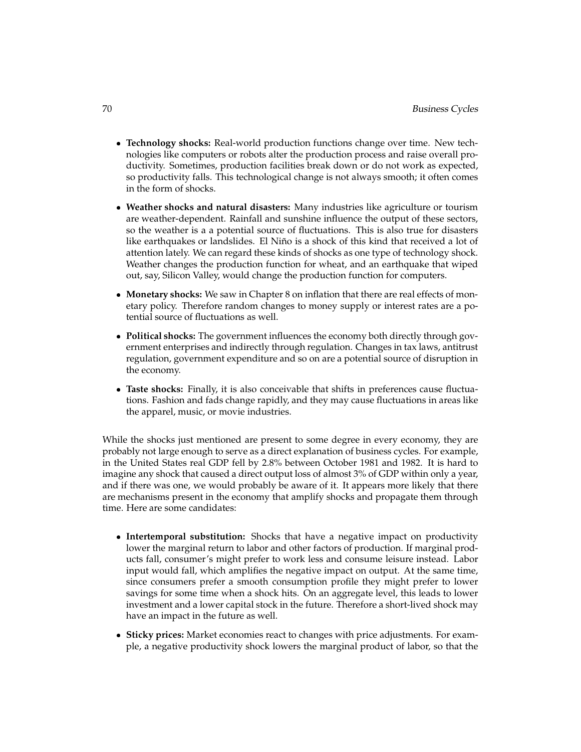- **Technology shocks:** Real-world production functions change over time. New technologies like computers or robots alter the production process and raise overall productivity. Sometimes, production facilities break down or do not work as expected, so productivity falls. This technological change is not always smooth; it often comes in the form of shocks.

- **Weather shocks and natural disasters:** Many industries like agriculture or tourism are weather-dependent. Rainfall and sunshine influence the output of these sectors, so the weather is a a potential source of fluctuations. This is also true for disasters like earthquakes or landslides. El Niño is a shock of this kind that received a lot of attention lately. We can regard these kinds of shocks as one type of technology shock. Weather changes the production function for wheat, and an earthquake that wiped out, say, Silicon Valley, would change the production function for computers.

- **Monetary shocks:** We saw in Chapter 8 on inflation that there are real effects of monetary policy. Therefore random changes to money supply or interest rates are a potential source of fluctuations as well.

- **Political shocks:** The government influences the economy both directly through government enterprises and indirectly through regulation. Changes in tax laws, antitrust regulation, government expenditure and so on are a potential source of disruption in the economy.

- **Taste shocks:** Finally, it is also conceivable that shifts in preferences cause fluctuations. Fashion and fads change rapidly, and they may cause fluctuations in areas like the apparel, music, or movie industries.

While the shocks just mentioned are present to some degree in every economy, they are probably not large enough to serve as a direct explanation of business cycles. For example, in the United States real GDP fell by 2.8% between October 1981 and 1982. It is hard to imagine any shock that caused a direct output loss of almost 3% of GDP within only a year, and if there was one, we would probably be aware of it. It appears more likely that there are mechanisms present in the economy that amplify shocks and propagate them through time. Here are some candidates:

- **Intertemporal substitution:** Shocks that have a negative impact on productivity lower the marginal return to labor and other factors of production. If marginal products fall, consumer's might prefer to work less and consume leisure instead. Labor input would fall, which amplifies the negative impact on output. At the same time, since consumers prefer a smooth consumption profile they might prefer to lower savings for some time when a shock hits. On an aggregate level, this leads to lower investment and a lower capital stock in the future. Therefore a short-lived shock may have an impact in the future as well.

- **Sticky prices:** Market economies react to changes with price adjustments. For example, a negative productivity shock lowers the marginal product of labor, so that the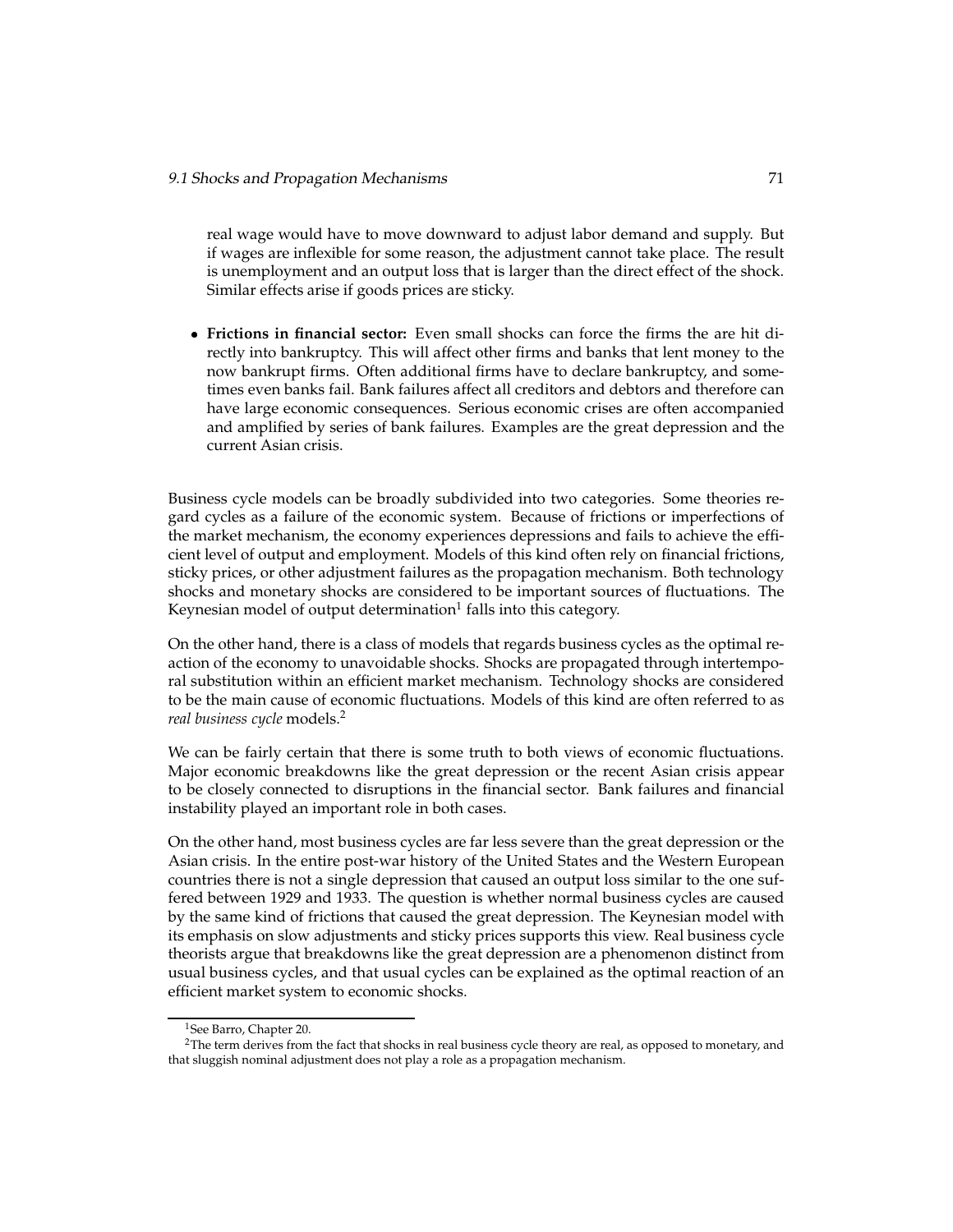real wage would have to move downward to adjust labor demand and supply. But if wages are inflexible for some reason, the adjustment cannot take place. The result is unemployment and an output loss that is larger than the direct effect of the shock. Similar effects arise if goods prices are sticky.

- **Frictions in financial sector:** Even small shocks can force the firms the are hit directly into bankruptcy. This will affect other firms and banks that lent money to the now bankrupt firms. Often additional firms have to declare bankruptcy, and sometimes even banks fail. Bank failures affect all creditors and debtors and therefore can have large economic consequences. Serious economic crises are often accompanied and amplified by series of bank failures. Examples are the great depression and the current Asian crisis.

Business cycle models can be broadly subdivided into two categories. Some theories regard cycles as a failure of the economic system. Because of frictions or imperfections of the market mechanism, the economy experiences depressions and fails to achieve the efficient level of output and employment. Models of this kind often rely on financial frictions, sticky prices, or other adjustment failures as the propagation mechanism. Both technology shocks and monetary shocks are considered to be important sources of fluctuations. The Keynesian model of output determination[1] falls into this category.

On the other hand, there is a class of models that regards business cycles as the optimal reaction of the economy to unavoidable shocks. Shocks are propagated through intertemporal substitution within an efficient market mechanism. Technology shocks are considered to be the main cause of economic fluctuations. Models of this kind are often referred to as *real business cycle* models.[2]

We can be fairly certain that there is some truth to both views of economic fluctuations. Major economic breakdowns like the great depression or the recent Asian crisis appear to be closely connected to disruptions in the financial sector. Bank failures and financial instability played an important role in both cases.

On the other hand, most business cycles are far less severe than the great depression or the Asian crisis. In the entire post-war history of the United States and the Western European countries there is not a single depression that caused an output loss similar to the one suffered between 1929 and 1933. The question is whether normal business cycles are caused by the same kind of frictions that caused the great depression. The Keynesian model with its emphasis on slow adjustments and sticky prices supports this view. Real business cycle theorists argue that breakdowns like the great depression are a phenomenon distinct from usual business cycles, and that usual cycles can be explained as the optimal reaction of an efficient market system to economic shocks.

---

[1] See Barro, Chapter 20.

[2] The term derives from the fact that shocks in real business cycle theory are real, as opposed to monetary, and that sluggish nominal adjustment does not play a role as a propagation mechanism.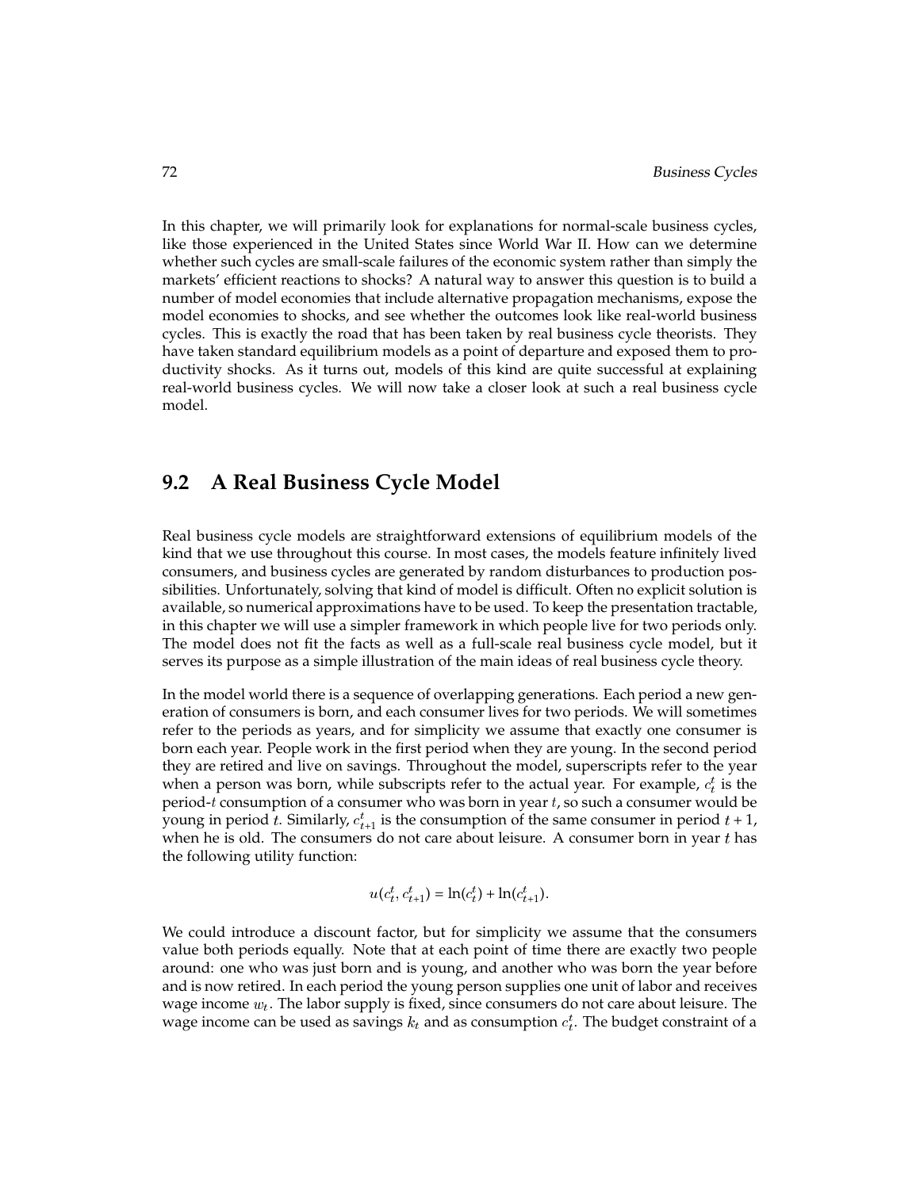In this chapter, we will primarily look for explanations for normal-scale business cycles, like those experienced in the United States since World War II. How can we determine whether such cycles are small-scale failures of the economic system rather than simply the markets' efficient reactions to shocks? A natural way to answer this question is to build a number of model economies that include alternative propagation mechanisms, expose the model economies to shocks, and see whether the outcomes look like real-world business cycles. This is exactly the road that has been taken by real business cycle theorists. They have taken standard equilibrium models as a point of departure and exposed them to productivity shocks. As it turns out, models of this kind are quite successful at explaining real-world business cycles. We will now take a closer look at such a real business cycle model.

## 9.2 A Real Business Cycle Model

Real business cycle models are straightforward extensions of equilibrium models of the kind that we use throughout this course. In most cases, the models feature infinitely lived consumers, and business cycles are generated by random disturbances to production possibilities. Unfortunately, solving that kind of model is difficult. Often no explicit solution is available, so numerical approximations have to be used. To keep the presentation tractable, in this chapter we will use a simpler framework in which people live for two periods only. The model does not fit the facts as well as a full-scale real business cycle model, but it serves its purpose as a simple illustration of the main ideas of real business cycle theory.

In the model world there is a sequence of overlapping generations. Each period a new generation of consumers is born, and each consumer lives for two periods. We will sometimes refer to the periods as years, and for simplicity we assume that exactly one consumer is born each year. People work in the first period when they are young. In the second period they are retired and live on savings. Throughout the model, superscripts refer to the year when a person was born, while subscripts refer to the actual year. For example, $c_t^t$ is the period-$t$ consumption of a consumer who was born in year $t$, so such a consumer would be young in period $t$. Similarly, $c_{t+1}^t$ is the consumption of the same consumer in period $t+1$, when he is old. The consumers do not care about leisure. A consumer born in year $t$ has the following utility function:

$$u(c_t^t, c_{t+1}^t) = \ln(c_t^t) + \ln(c_{t+1}^t).$$

We could introduce a discount factor, but for simplicity we assume that the consumers value both periods equally. Note that at each point of time there are exactly two people around: one who was just born and is young, and another who was born the year before and is now retired. In each period the young person supplies one unit of labor and receives wage income $w_t$. The labor supply is fixed, since consumers do not care about leisure. The wage income can be used as savings $k_t$ and as consumption $c_t^t$. The budget constraint of a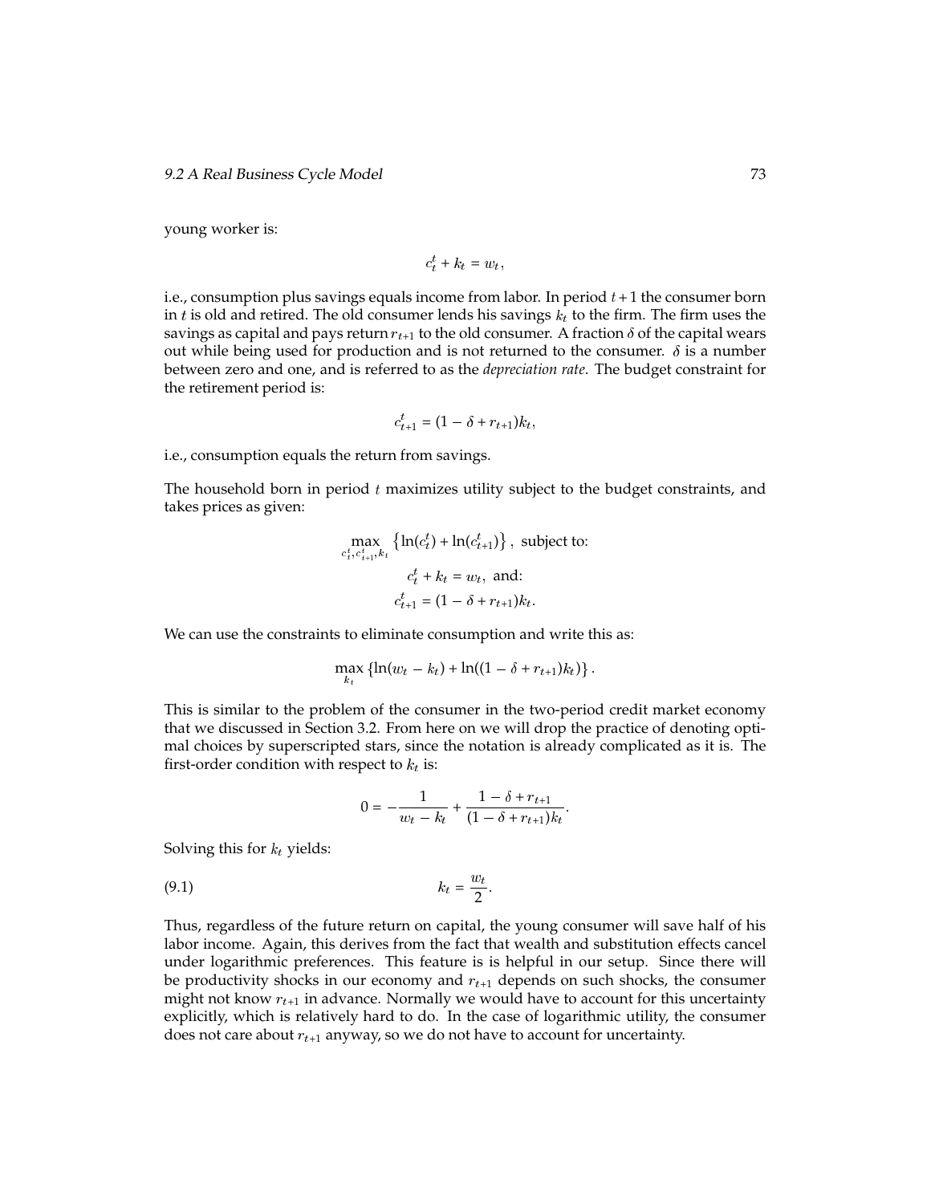young worker is:

$$c_t^t + k_t = w_t,$$

i.e., consumption plus savings equals income from labor. In period $t+1$ the consumer born in $t$ is old and retired. The old consumer lends his savings $k_t$ to the firm. The firm uses the savings as capital and pays return $r_{t+1}$ to the old consumer. A fraction $\delta$ of the capital wears out while being used for production and is not returned to the consumer. $\delta$ is a number between zero and one, and is referred to as the *depreciation rate*. The budget constraint for the retirement period is:

$$c_{t+1}^t = (1 - \delta + r_{t+1})k_t,$$

i.e., consumption equals the return from savings.

The household born in period $t$ maximizes utility subject to the budget constraints, and takes prices as given:

$$\max_{c_t^t, c_{t+1}^t, k_t} \left\{ \ln(c_t^t) + \ln(c_{t+1}^t) \right\}, \text{ subject to:}$$

$$c_t^t + k_t = w_t, \text{ and:}$$

$$c_{t+1}^t = (1 - \delta + r_{t+1})k_t.$$

We can use the constraints to eliminate consumption and write this as:

$$\max_{k_t} \left\{ \ln(w_t - k_t) + \ln((1 - \delta + r_{t+1})k_t) \right\}.$$

This is similar to the problem of the consumer in the two-period credit market economy that we discussed in Section 3.2. From here on we will drop the practice of denoting optimal choices by superscripted stars, since the notation is already complicated as it is. The first-order condition with respect to $k_t$ is:

$$0 = -\frac{1}{w_t - k_t} + \frac{1 - \delta + r_{t+1}}{(1 - \delta + r_{t+1})k_t}.$$

Solving this for $k_t$ yields:

$$k_t = \frac{w_t}{2}. \tag{9.1}$$

Thus, regardless of the future return on capital, the young consumer will save half of his labor income. Again, this derives from the fact that wealth and substitution effects cancel under logarithmic preferences. This feature is is helpful in our setup. Since there will be productivity shocks in our economy and $r_{t+1}$ depends on such shocks, the consumer might not know $r_{t+1}$ in advance. Normally we would have to account for this uncertainty explicitly, which is relatively hard to do. In the case of logarithmic utility, the consumer does not care about $r_{t+1}$ anyway, so we do not have to account for uncertainty.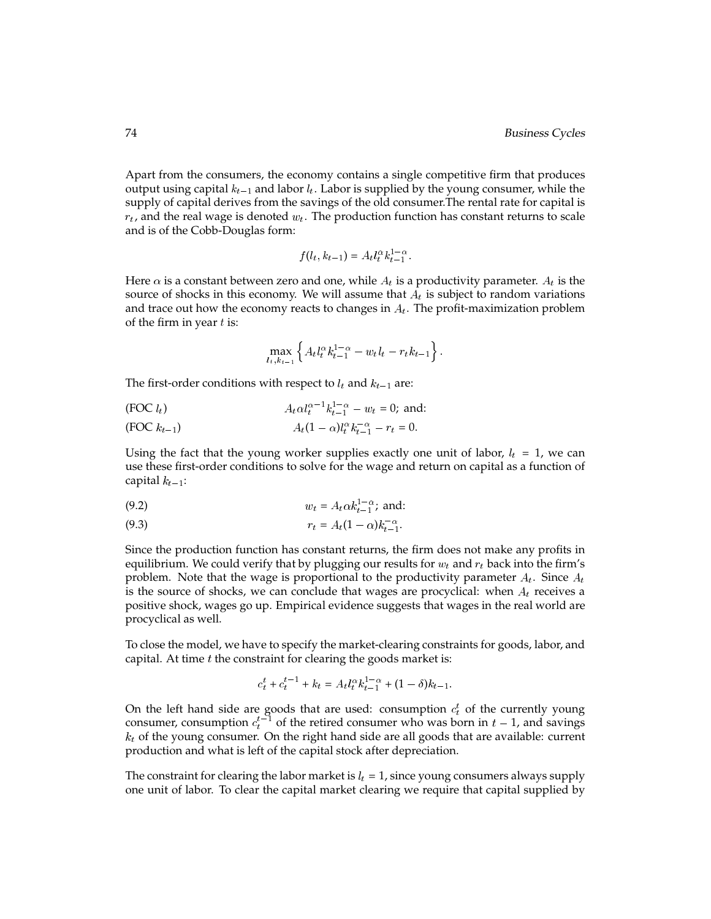Apart from the consumers, the economy contains a single competitive firm that produces output using capital $k_{t-1}$ and labor $l_t$. Labor is supplied by the young consumer, while the supply of capital derives from the savings of the old consumer.The rental rate for capital is $r_t$, and the real wage is denoted $w_t$. The production function has constant returns to scale and is of the Cobb-Douglas form:

$$f(l_t, k_{t-1}) = A_t l_t^{\alpha} k_{t-1}^{1-\alpha}.$$

Here $\alpha$ is a constant between zero and one, while $A_t$ is a productivity parameter. $A_t$ is the source of shocks in this economy. We will assume that $A_t$ is subject to random variations and trace out how the economy reacts to changes in $A_t$. The profit-maximization problem of the firm in year $t$ is:

$$\max_{l_t, k_{t-1}} \left\{ A_t l_t^{\alpha} k_{t-1}^{1-\alpha} - w_t l_t - r_t k_{t-1} \right\}.$$

The first-order conditions with respect to $l_t$ and $k_{t-1}$ are:

(FOC $l_t$) $$A_t \alpha l_t^{\alpha-1} k_{t-1}^{1-\alpha} - w_t = 0; \text{ and:}$$

(FOC $k_{t-1}$) $$A_t (1-\alpha) l_t^{\alpha} k_{t-1}^{-\alpha} - r_t = 0.$$

Using the fact that the young worker supplies exactly one unit of labor, $l_t = 1$, we can use these first-order conditions to solve for the wage and return on capital as a function of capital $k_{t-1}$:

(9.2) $$w_t = A_t \alpha k_{t-1}^{1-\alpha}; \text{ and:}$$

(9.3) $$r_t = A_t (1-\alpha) k_{t-1}^{-\alpha}.$$

Since the production function has constant returns, the firm does not make any profits in equilibrium. We could verify that by plugging our results for $w_t$ and $r_t$ back into the firm's problem. Note that the wage is proportional to the productivity parameter $A_t$. Since $A_t$ is the source of shocks, we can conclude that wages are procyclical: when $A_t$ receives a positive shock, wages go up. Empirical evidence suggests that wages in the real world are procyclical as well.

To close the model, we have to specify the market-clearing constraints for goods, labor, and capital. At time $t$ the constraint for clearing the goods market is:

$$c_t^t + c_t^{t-1} + k_t = A_t l_t^{\alpha} k_{t-1}^{1-\alpha} + (1-\delta) k_{t-1}.$$

On the left hand side are goods that are used: consumption $c_t^t$ of the currently young consumer, consumption $c_t^{t-1}$ of the retired consumer who was born in $t-1$, and savings $k_t$ of the young consumer. On the right hand side are all goods that are available: current production and what is left of the capital stock after depreciation.

The constraint for clearing the labor market is $l_t = 1$, since young consumers always supply one unit of labor. To clear the capital market clearing we require that capital supplied by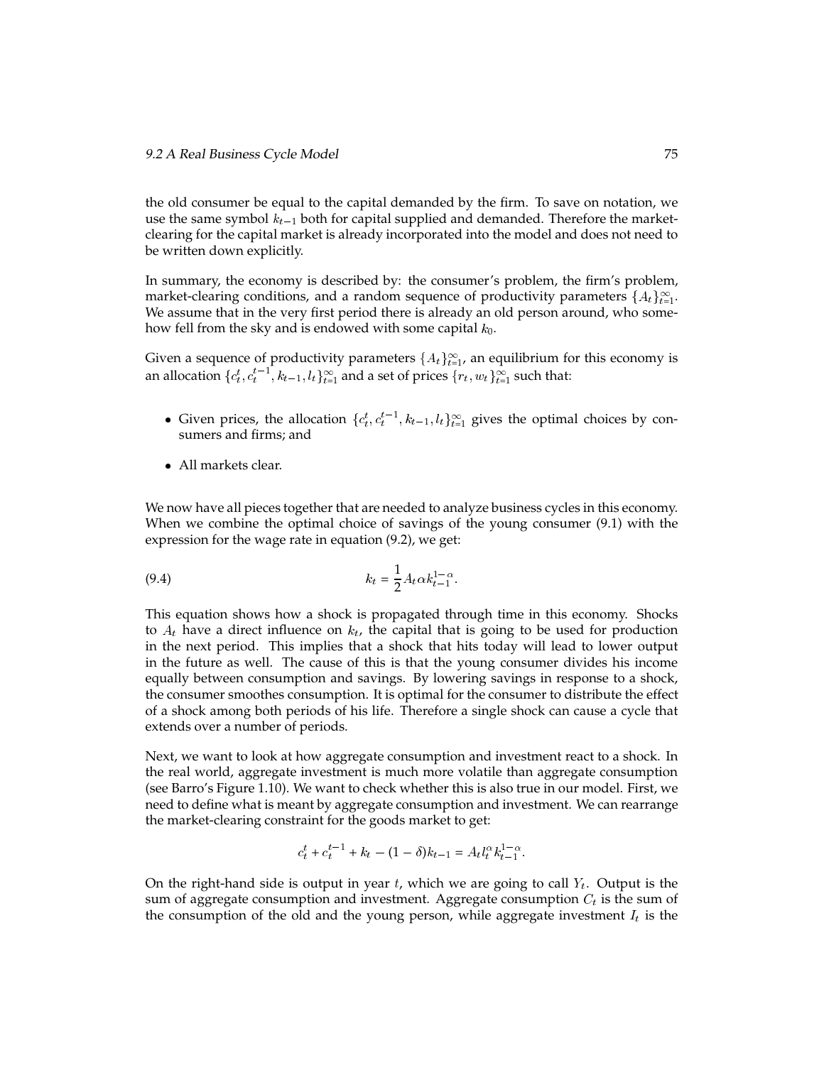the old consumer be equal to the capital demanded by the firm. To save on notation, we use the same symbol $k_{t-1}$ both for capital supplied and demanded. Therefore the market-clearing for the capital market is already incorporated into the model and does not need to be written down explicitly.

In summary, the economy is described by: the consumer's problem, the firm's problem, market-clearing conditions, and a random sequence of productivity parameters $\{A_t\}_{t=1}^{\infty}$. We assume that in the very first period there is already an old person around, who somehow fell from the sky and is endowed with some capital $k_0$.

Given a sequence of productivity parameters $\{A_t\}_{t=1}^{\infty}$, an equilibrium for this economy is an allocation $\{c_t^t, c_t^{t-1}, k_{t-1}, l_t\}_{t=1}^{\infty}$ and a set of prices $\{r_t, w_t\}_{t=1}^{\infty}$ such that:

- Given prices, the allocation $\{c_t^t, c_t^{t-1}, k_{t-1}, l_t\}_{t=1}^{\infty}$ gives the optimal choices by consumers and firms; and
- All markets clear.

We now have all pieces together that are needed to analyze business cycles in this economy. When we combine the optimal choice of savings of the young consumer (9.1) with the expression for the wage rate in equation (9.2), we get:

$$k_t = \frac{1}{2} A_t \alpha k_{t-1}^{1-\alpha}. \tag{9.4}$$

This equation shows how a shock is propagated through time in this economy. Shocks to $A_t$ have a direct influence on $k_t$, the capital that is going to be used for production in the next period. This implies that a shock that hits today will lead to lower output in the future as well. The cause of this is that the young consumer divides his income equally between consumption and savings. By lowering savings in response to a shock, the consumer smoothes consumption. It is optimal for the consumer to distribute the effect of a shock among both periods of his life. Therefore a single shock can cause a cycle that extends over a number of periods.

Next, we want to look at how aggregate consumption and investment react to a shock. In the real world, aggregate investment is much more volatile than aggregate consumption (see Barro's Figure 1.10). We want to check whether this is also true in our model. First, we need to define what is meant by aggregate consumption and investment. We can rearrange the market-clearing constraint for the goods market to get:

$$c_t^t + c_t^{t-1} + k_t - (1-\delta)k_{t-1} = A_t l_t^{\alpha} k_{t-1}^{1-\alpha}.$$

On the right-hand side is output in year $t$, which we are going to call $Y_t$. Output is the sum of aggregate consumption and investment. Aggregate consumption $C_t$ is the sum of the consumption of the old and the young person, while aggregate investment $I_t$ is the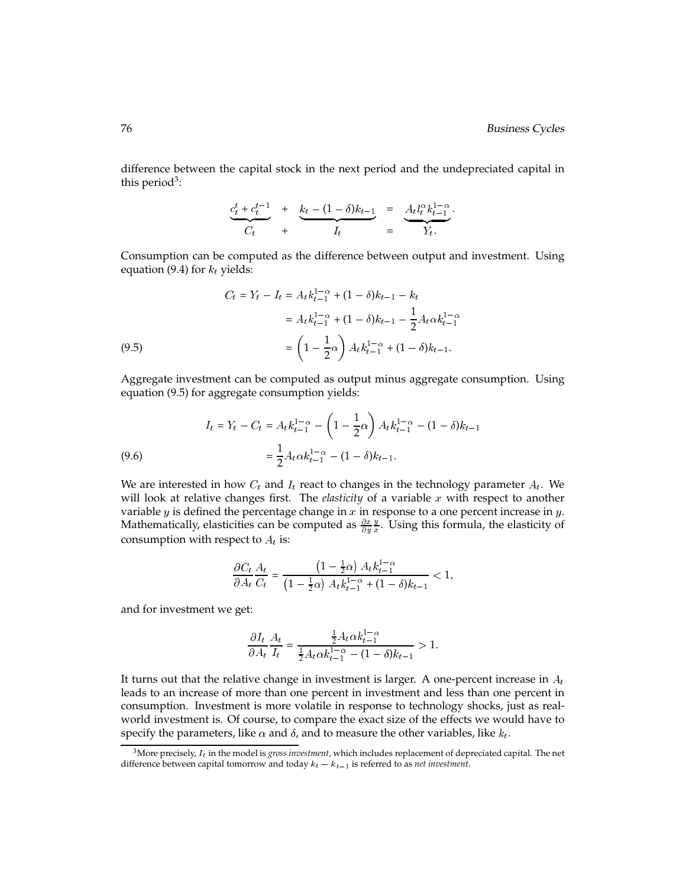difference between the capital stock in the next period and the undepreciated capital in this period[3]:

$$\underbrace{c_t^t + c_t^{t-1}}_{C_t} \quad + \quad \underbrace{k_t - (1-\delta)k_{t-1}}_{I_t} \quad = \quad \underbrace{A_t l_t^{\alpha} k_{t-1}^{1-\alpha}}_{Y_t.}.$$

Consumption can be computed as the difference between output and investment. Using equation (9.4) for $k_t$ yields:

$$\begin{aligned}
C_t = Y_t - I_t &= A_t k_{t-1}^{1-\alpha} + (1-\delta)k_{t-1} - k_t \\
&= A_t k_{t-1}^{1-\alpha} + (1-\delta)k_{t-1} - \frac{1}{2}A_t \alpha k_{t-1}^{1-\alpha} \\
&= \left(1 - \frac{1}{2}\alpha\right) A_t k_{t-1}^{1-\alpha} + (1-\delta)k_{t-1}. \qquad (9.5)
\end{aligned}$$

Aggregate investment can be computed as output minus aggregate consumption. Using equation (9.5) for aggregate consumption yields:

$$\begin{aligned}
I_t = Y_t - C_t &= A_t k_{t-1}^{1-\alpha} - \left(1 - \frac{1}{2}\alpha\right) A_t k_{t-1}^{1-\alpha} - (1-\delta)k_{t-1} \\
&= \frac{1}{2}A_t \alpha k_{t-1}^{1-\alpha} - (1-\delta)k_{t-1}. \qquad (9.6)
\end{aligned}$$

We are interested in how $C_t$ and $I_t$ react to changes in the technology parameter $A_t$. We will look at relative changes first. The *elasticity* of a variable $x$ with respect to another variable $y$ is defined the percentage change in $x$ in response to a one percent increase in $y$. Mathematically, elasticities can be computed as $\frac{\partial x}{\partial y}\frac{y}{x}$. Using this formula, the elasticity of consumption with respect to $A_t$ is:

$$\frac{\partial C_t}{\partial A_t}\frac{A_t}{C_t} = \frac{\left(1 - \frac{1}{2}\alpha\right) A_t k_{t-1}^{1-\alpha}}{\left(1 - \frac{1}{2}\alpha\right) A_t k_{t-1}^{1-\alpha} + (1-\delta)k_{t-1}} < 1,$$

and for investment we get:

$$\frac{\partial I_t}{\partial A_t}\frac{A_t}{I_t} = \frac{\frac{1}{2}A_t \alpha k_{t-1}^{1-\alpha}}{\frac{1}{2}A_t \alpha k_{t-1}^{1-\alpha} - (1-\delta)k_{t-1}} > 1.$$

It turns out that the relative change in investment is larger. A one-percent increase in $A_t$ leads to an increase of more than one percent in investment and less than one percent in consumption. Investment is more volatile in response to technology shocks, just as real-world investment is. Of course, to compare the exact size of the effects we would have to specify the parameters, like $\alpha$ and $\delta$, and to measure the other variables, like $k_t$.

[3]More precisely, $I_t$ in the model is *gross investment*, which includes replacement of depreciated capital. The net difference between capital tomorrow and today $k_t - k_{t-1}$ is referred to as *net investment*.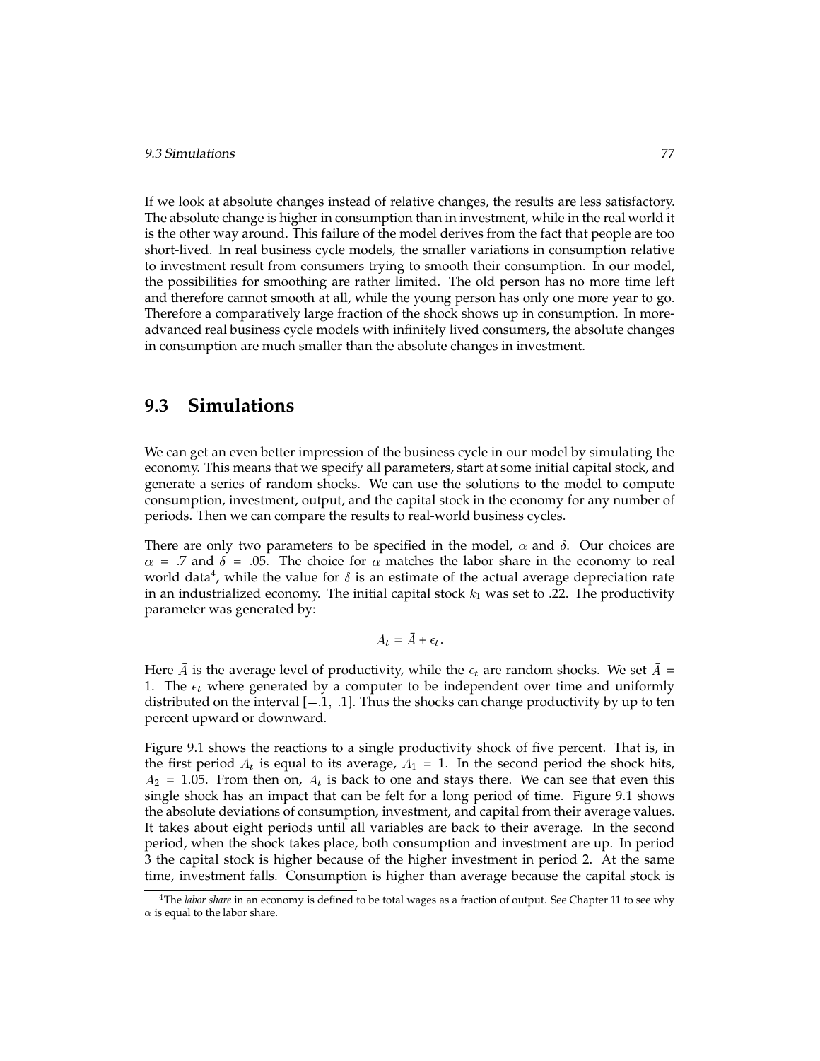If we look at absolute changes instead of relative changes, the results are less satisfactory. The absolute change is higher in consumption than in investment, while in the real world it is the other way around. This failure of the model derives from the fact that people are too short-lived. In real business cycle models, the smaller variations in consumption relative to investment result from consumers trying to smooth their consumption. In our model, the possibilities for smoothing are rather limited. The old person has no more time left and therefore cannot smooth at all, while the young person has only one more year to go. Therefore a comparatively large fraction of the shock shows up in consumption. In more-advanced real business cycle models with infinitely lived consumers, the absolute changes in consumption are much smaller than the absolute changes in investment.

## 9.3 Simulations

We can get an even better impression of the business cycle in our model by simulating the economy. This means that we specify all parameters, start at some initial capital stock, and generate a series of random shocks. We can use the solutions to the model to compute consumption, investment, output, and the capital stock in the economy for any number of periods. Then we can compare the results to real-world business cycles.

There are only two parameters to be specified in the model, $\alpha$ and $\delta$. Our choices are $\alpha = .7$ and $\delta = .05$. The choice for $\alpha$ matches the labor share in the economy to real world data[4], while the value for $\delta$ is an estimate of the actual average depreciation rate in an industrialized economy. The initial capital stock $k_1$ was set to .22. The productivity parameter was generated by:

$$A_t = \bar{A} + \epsilon_t.$$

Here $\bar{A}$ is the average level of productivity, while the $\epsilon_t$ are random shocks. We set $\bar{A} = 1$. The $\epsilon_t$ where generated by a computer to be independent over time and uniformly distributed on the interval $[-.1, .1]$. Thus the shocks can change productivity by up to ten percent upward or downward.

Figure 9.1 shows the reactions to a single productivity shock of five percent. That is, in the first period $A_t$ is equal to its average, $A_1 = 1$. In the second period the shock hits, $A_2 = 1.05$. From then on, $A_t$ is back to one and stays there. We can see that even this single shock has an impact that can be felt for a long period of time. Figure 9.1 shows the absolute deviations of consumption, investment, and capital from their average values. It takes about eight periods until all variables are back to their average. In the second period, when the shock takes place, both consumption and investment are up. In period 3 the capital stock is higher because of the higher investment in period 2. At the same time, investment falls. Consumption is higher than average because the capital stock is

[4] The *labor share* in an economy is defined to be total wages as a fraction of output. See Chapter 11 to see why $\alpha$ is equal to the labor share.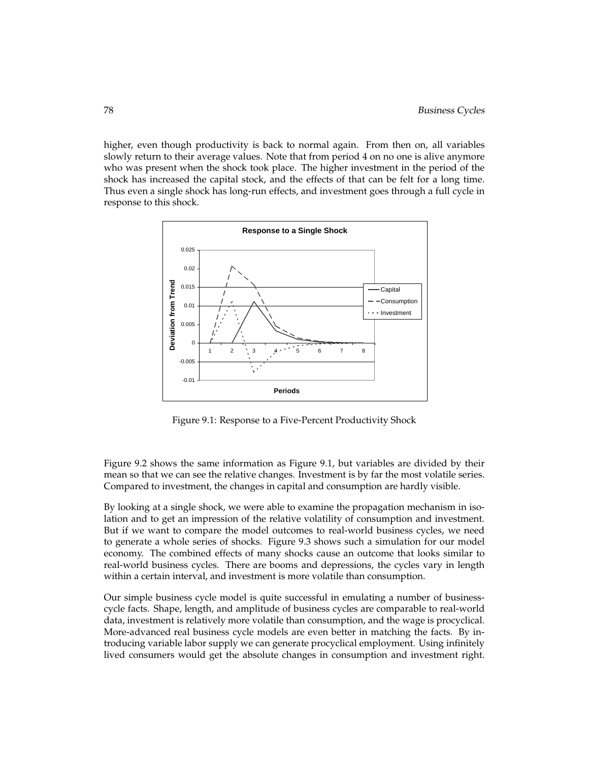higher, even though productivity is back to normal again. From then on, all variables slowly return to their average values. Note that from period 4 on no one is alive anymore who was present when the shock took place. The higher investment in the period of the shock has increased the capital stock, and the effects of that can be felt for a long time. Thus even a single shock has long-run effects, and investment goes through a full cycle in response to this shock.

Figure 9.1: Response to a Five-Percent Productivity Shock

Figure 9.2 shows the same information as Figure 9.1, but variables are divided by their mean so that we can see the relative changes. Investment is by far the most volatile series. Compared to investment, the changes in capital and consumption are hardly visible.

By looking at a single shock, we were able to examine the propagation mechanism in isolation and to get an impression of the relative volatility of consumption and investment. But if we want to compare the model outcomes to real-world business cycles, we need to generate a whole series of shocks. Figure 9.3 shows such a simulation for our model economy. The combined effects of many shocks cause an outcome that looks similar to real-world business cycles. There are booms and depressions, the cycles vary in length within a certain interval, and investment is more volatile than consumption.

Our simple business cycle model is quite successful in emulating a number of business-cycle facts. Shape, length, and amplitude of business cycles are comparable to real-world data, investment is relatively more volatile than consumption, and the wage is procyclical. More-advanced real business cycle models are even better in matching the facts. By introducing variable labor supply we can generate procyclical employment. Using infinitely lived consumers would get the absolute changes in consumption and investment right.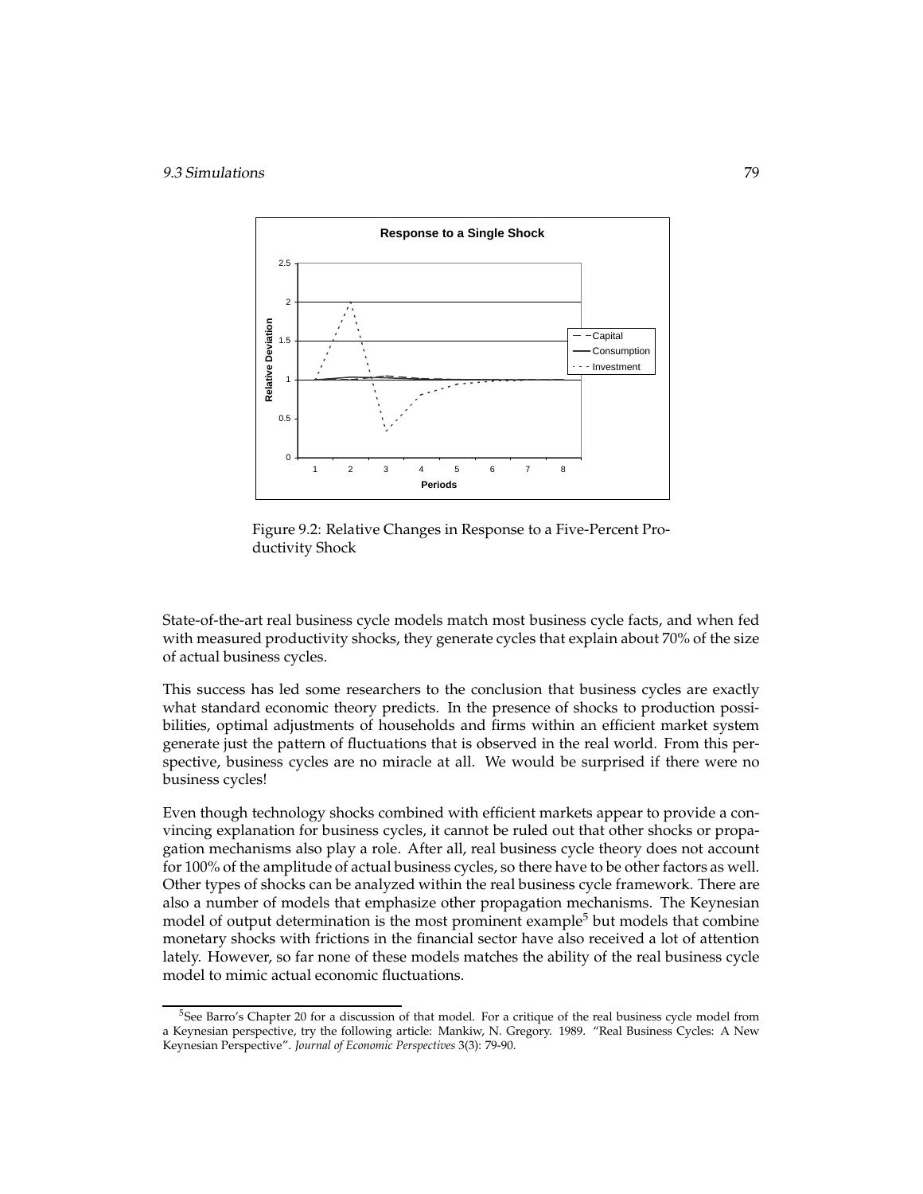Figure 9.2: Relative Changes in Response to a Five-Percent Productivity Shock

State-of-the-art real business cycle models match most business cycle facts, and when fed with measured productivity shocks, they generate cycles that explain about 70% of the size of actual business cycles.

This success has led some researchers to the conclusion that business cycles are exactly what standard economic theory predicts. In the presence of shocks to production possibilities, optimal adjustments of households and firms within an efficient market system generate just the pattern of fluctuations that is observed in the real world. From this perspective, business cycles are no miracle at all. We would be surprised if there were no business cycles!

Even though technology shocks combined with efficient markets appear to provide a convincing explanation for business cycles, it cannot be ruled out that other shocks or propagation mechanisms also play a role. After all, real business cycle theory does not account for 100% of the amplitude of actual business cycles, so there have to be other factors as well. Other types of shocks can be analyzed within the real business cycle framework. There are also a number of models that emphasize other propagation mechanisms. The Keynesian model of output determination is the most prominent example[5] but models that combine monetary shocks with frictions in the financial sector have also received a lot of attention lately. However, so far none of these models matches the ability of the real business cycle model to mimic actual economic fluctuations.

[5] See Barro's Chapter 20 for a discussion of that model. For a critique of the real business cycle model from a Keynesian perspective, try the following article: Mankiw, N. Gregory. 1989. "Real Business Cycles: A New Keynesian Perspective". *Journal of Economic Perspectives* 3(3): 79-90.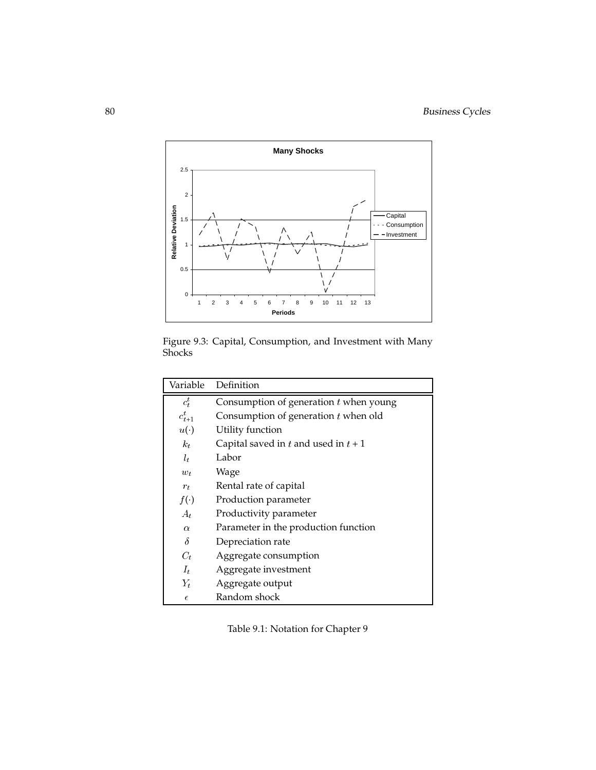Figure 9.3: Capital, Consumption, and Investment with Many Shocks

| Variable | Definition |
|---|---|
| $c_t^t$ | Consumption of generation $t$ when young |
| $c_{t+1}^t$ | Consumption of generation $t$ when old |
| $u(\cdot)$ | Utility function |
| $k_t$ | Capital saved in $t$ and used in $t+1$ |
| $l_t$ | Labor |
| $w_t$ | Wage |
| $r_t$ | Rental rate of capital |
| $f(\cdot)$ | Production parameter |
| $A_t$ | Productivity parameter |
| $\alpha$ | Parameter in the production function |
| $\delta$ | Depreciation rate |
| $C_t$ | Aggregate consumption |
| $I_t$ | Aggregate investment |
| $Y_t$ | Aggregate output |
| $\epsilon$ | Random shock |

Table 9.1: Notation for Chapter 9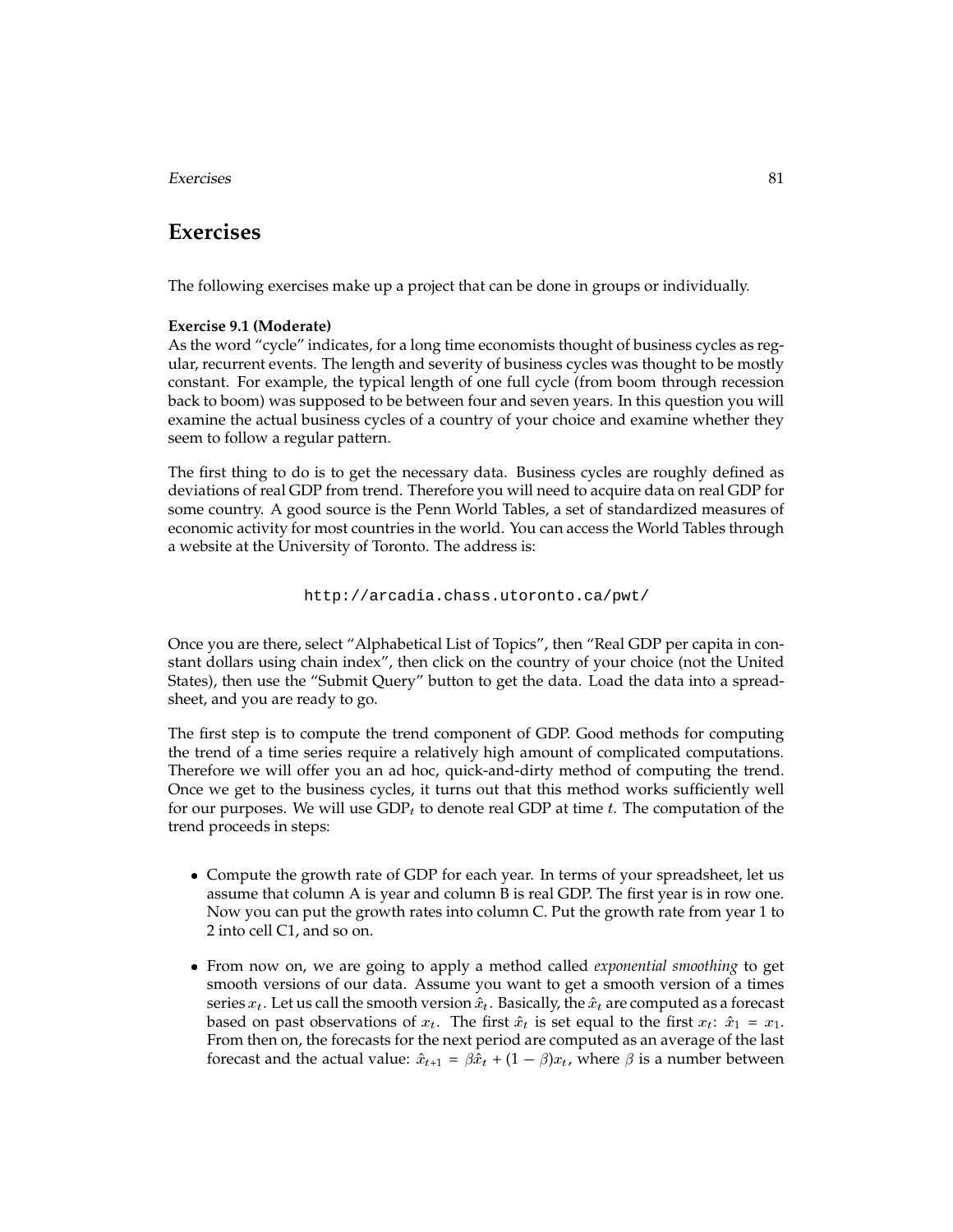## Exercises

The following exercises make up a project that can be done in groups or individually.

**Exercise 9.1 (Moderate)**
As the word "cycle" indicates, for a long time economists thought of business cycles as regular, recurrent events. The length and severity of business cycles was thought to be mostly constant. For example, the typical length of one full cycle (from boom through recession back to boom) was supposed to be between four and seven years. In this question you will examine the actual business cycles of a country of your choice and examine whether they seem to follow a regular pattern.

The first thing to do is to get the necessary data. Business cycles are roughly defined as deviations of real GDP from trend. Therefore you will need to acquire data on real GDP for some country. A good source is the Penn World Tables, a set of standardized measures of economic activity for most countries in the world. You can access the World Tables through a website at the University of Toronto. The address is:

```
http://arcadia.chass.utoronto.ca/pwt/
```

Once you are there, select "Alphabetical List of Topics", then "Real GDP per capita in constant dollars using chain index", then click on the country of your choice (not the United States), then use the "Submit Query" button to get the data. Load the data into a spreadsheet, and you are ready to go.

The first step is to compute the trend component of GDP. Good methods for computing the trend of a time series require a relatively high amount of complicated computations. Therefore we will offer you an ad hoc, quick-and-dirty method of computing the trend. Once we get to the business cycles, it turns out that this method works sufficiently well for our purposes. We will use $\text{GDP}_t$ to denote real GDP at time $t$. The computation of the trend proceeds in steps:

- Compute the growth rate of GDP for each year. In terms of your spreadsheet, let us assume that column A is year and column B is real GDP. The first year is in row one. Now you can put the growth rates into column C. Put the growth rate from year 1 to 2 into cell C1, and so on.

- From now on, we are going to apply a method called *exponential smoothing* to get smooth versions of our data. Assume you want to get a smooth version of a times series $x_t$. Let us call the smooth version $\hat{x}_t$. Basically, the $\hat{x}_t$ are computed as a forecast based on past observations of $x_t$. The first $\hat{x}_t$ is set equal to the first $x_t$: $\hat{x}_1 = x_1$. From then on, the forecasts for the next period are computed as an average of the last forecast and the actual value: $\hat{x}_{t+1} = \beta\hat{x}_t + (1 - \beta)x_t$, where $\beta$ is a number between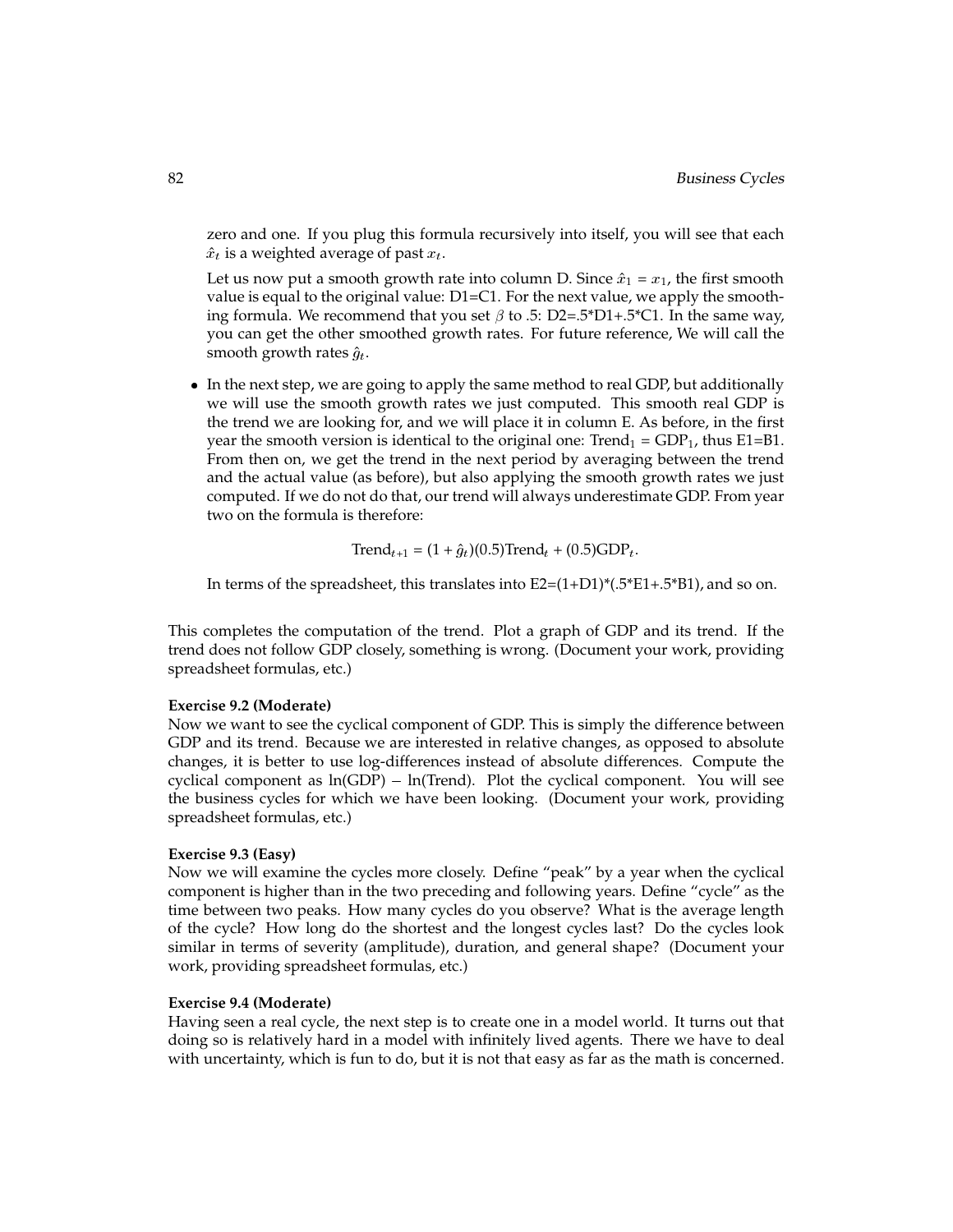zero and one. If you plug this formula recursively into itself, you will see that each $\hat{x}_t$ is a weighted average of past $x_t$.

Let us now put a smooth growth rate into column D. Since $\hat{x}_1 = x_1$, the first smooth value is equal to the original value: D1=C1. For the next value, we apply the smoothing formula. We recommend that you set $\beta$ to .5: D2=.5*D1+.5*C1. In the same way, you can get the other smoothed growth rates. For future reference, We will call the smooth growth rates $\hat{g}_t$.

- In the next step, we are going to apply the same method to real GDP, but additionally we will use the smooth growth rates we just computed. This smooth real GDP is the trend we are looking for, and we will place it in column E. As before, in the first year the smooth version is identical to the original one: $\text{Trend}_1 = \text{GDP}_1$, thus E1=B1. From then on, we get the trend in the next period by averaging between the trend and the actual value (as before), but also applying the smooth growth rates we just computed. If we do not do that, our trend will always underestimate GDP. From year two on the formula is therefore:

$$\text{Trend}_{t+1} = (1 + \hat{g}_t)(0.5)\text{Trend}_t + (0.5)\text{GDP}_t.$$

In terms of the spreadsheet, this translates into E2=(1+D1)*(.5*E1+.5*B1), and so on.

This completes the computation of the trend. Plot a graph of GDP and its trend. If the trend does not follow GDP closely, something is wrong. (Document your work, providing spreadsheet formulas, etc.)

**Exercise 9.2 (Moderate)**
Now we want to see the cyclical component of GDP. This is simply the difference between GDP and its trend. Because we are interested in relative changes, as opposed to absolute changes, it is better to use log-differences instead of absolute differences. Compute the cyclical component as $\ln(\text{GDP}) - \ln(\text{Trend})$. Plot the cyclical component. You will see the business cycles for which we have been looking. (Document your work, providing spreadsheet formulas, etc.)

**Exercise 9.3 (Easy)**
Now we will examine the cycles more closely. Define "peak" by a year when the cyclical component is higher than in the two preceding and following years. Define "cycle" as the time between two peaks. How many cycles do you observe? What is the average length of the cycle? How long do the shortest and the longest cycles last? Do the cycles look similar in terms of severity (amplitude), duration, and general shape? (Document your work, providing spreadsheet formulas, etc.)

**Exercise 9.4 (Moderate)**
Having seen a real cycle, the next step is to create one in a model world. It turns out that doing so is relatively hard in a model with infinitely lived agents. There we have to deal with uncertainty, which is fun to do, but it is not that easy as far as the math is concerned.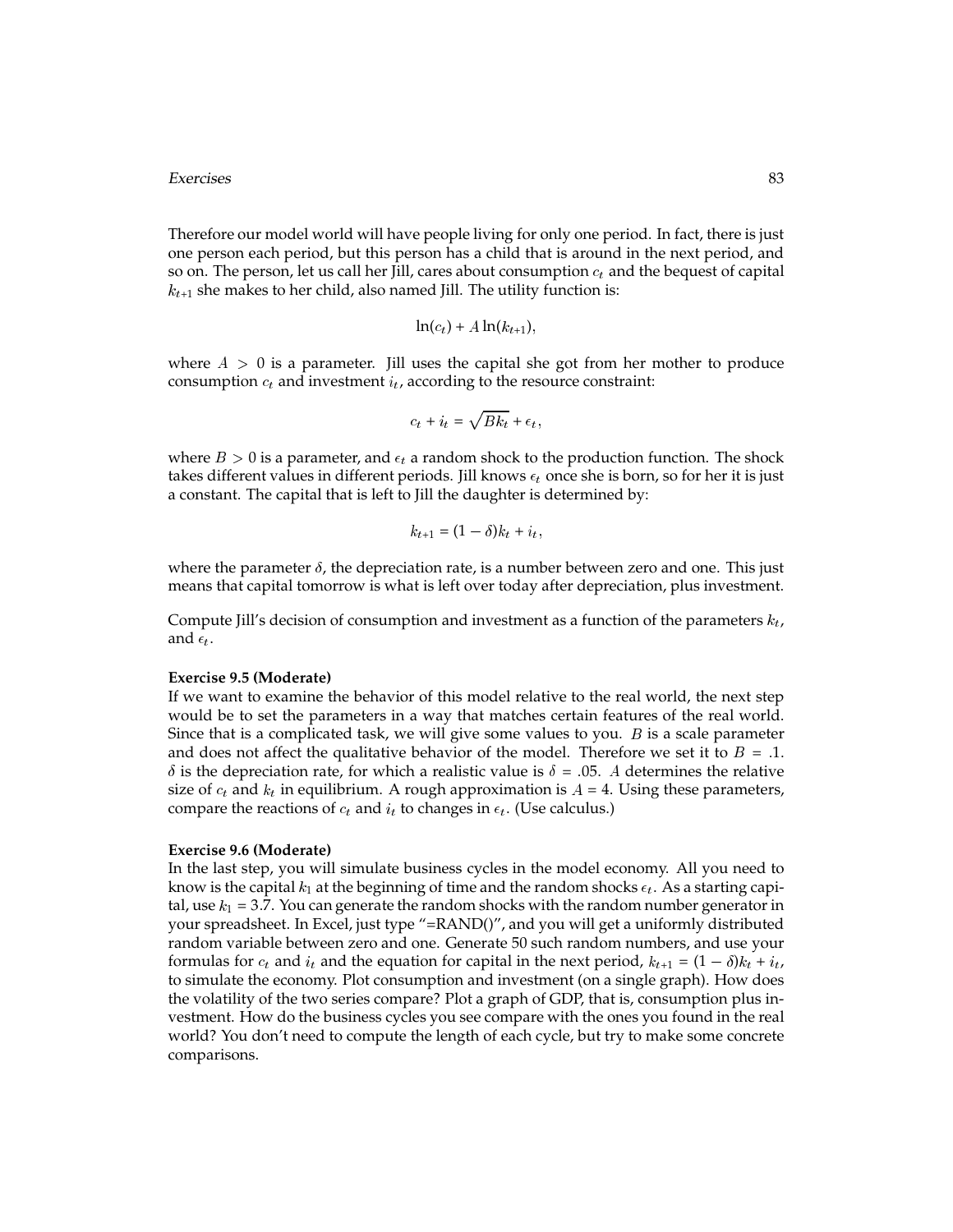Therefore our model world will have people living for only one period. In fact, there is just one person each period, but this person has a child that is around in the next period, and so on. The person, let us call her Jill, cares about consumption $c_t$ and the bequest of capital $k_{t+1}$ she makes to her child, also named Jill. The utility function is:

$$\ln(c_t) + A\ln(k_{t+1}),$$

where $A > 0$ is a parameter. Jill uses the capital she got from her mother to produce consumption $c_t$ and investment $i_t$, according to the resource constraint:

$$c_t + i_t = \sqrt{Bk_t} + \epsilon_t,$$

where $B > 0$ is a parameter, and $\epsilon_t$ a random shock to the production function. The shock takes different values in different periods. Jill knows $\epsilon_t$ once she is born, so for her it is just a constant. The capital that is left to Jill the daughter is determined by:

$$k_{t+1} = (1 - \delta)k_t + i_t,$$

where the parameter $\delta$, the depreciation rate, is a number between zero and one. This just means that capital tomorrow is what is left over today after depreciation, plus investment.

Compute Jill's decision of consumption and investment as a function of the parameters $k_t$, and $\epsilon_t$.

**Exercise 9.5 (Moderate)**

If we want to examine the behavior of this model relative to the real world, the next step would be to set the parameters in a way that matches certain features of the real world. Since that is a complicated task, we will give some values to you. $B$ is a scale parameter and does not affect the qualitative behavior of the model. Therefore we set it to $B = .1$. $\delta$ is the depreciation rate, for which a realistic value is $\delta = .05$. $A$ determines the relative size of $c_t$ and $k_t$ in equilibrium. A rough approximation is $A = 4$. Using these parameters, compare the reactions of $c_t$ and $i_t$ to changes in $\epsilon_t$. (Use calculus.)

**Exercise 9.6 (Moderate)**

In the last step, you will simulate business cycles in the model economy. All you need to know is the capital $k_1$ at the beginning of time and the random shocks $\epsilon_t$. As a starting capital, use $k_1 = 3.7$. You can generate the random shocks with the random number generator in your spreadsheet. In Excel, just type "=RAND()", and you will get a uniformly distributed random variable between zero and one. Generate 50 such random numbers, and use your formulas for $c_t$ and $i_t$ and the equation for capital in the next period, $k_{t+1} = (1 - \delta)k_t + i_t$, to simulate the economy. Plot consumption and investment (on a single graph). How does the volatility of the two series compare? Plot a graph of GDP, that is, consumption plus investment. How do the business cycles you see compare with the ones you found in the real world? You don't need to compute the length of each cycle, but try to make some concrete comparisons.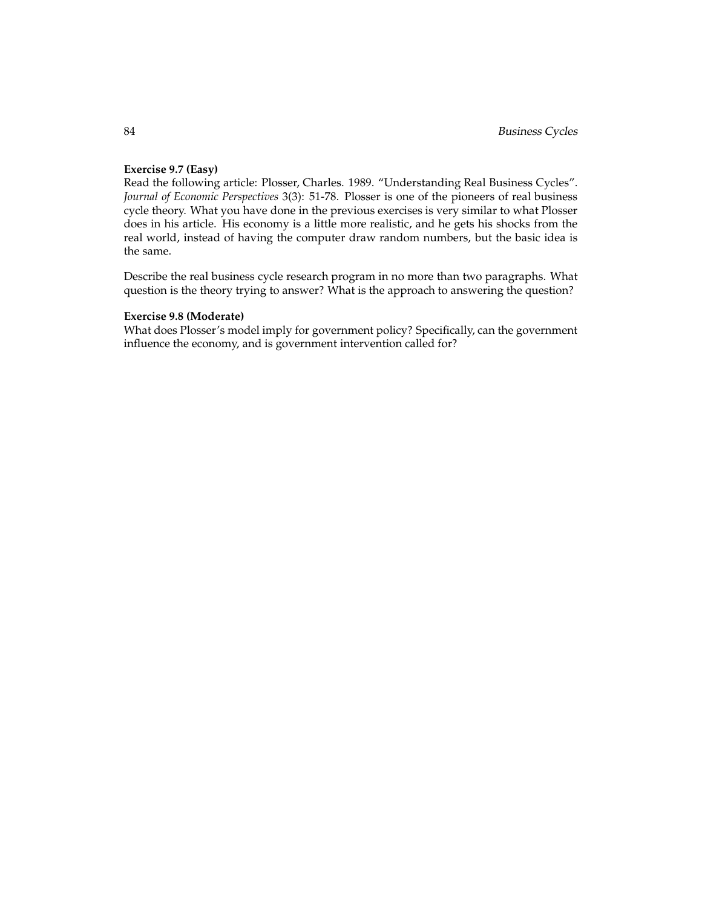**Exercise 9.7 (Easy)**
Read the following article: Plosser, Charles. 1989. "Understanding Real Business Cycles". *Journal of Economic Perspectives* 3(3): 51-78. Plosser is one of the pioneers of real business cycle theory. What you have done in the previous exercises is very similar to what Plosser does in his article. His economy is a little more realistic, and he gets his shocks from the real world, instead of having the computer draw random numbers, but the basic idea is the same.

Describe the real business cycle research program in no more than two paragraphs. What question is the theory trying to answer? What is the approach to answering the question?

**Exercise 9.8 (Moderate)**
What does Plosser's model imply for government policy? Specifically, can the government influence the economy, and is government intervention called for?